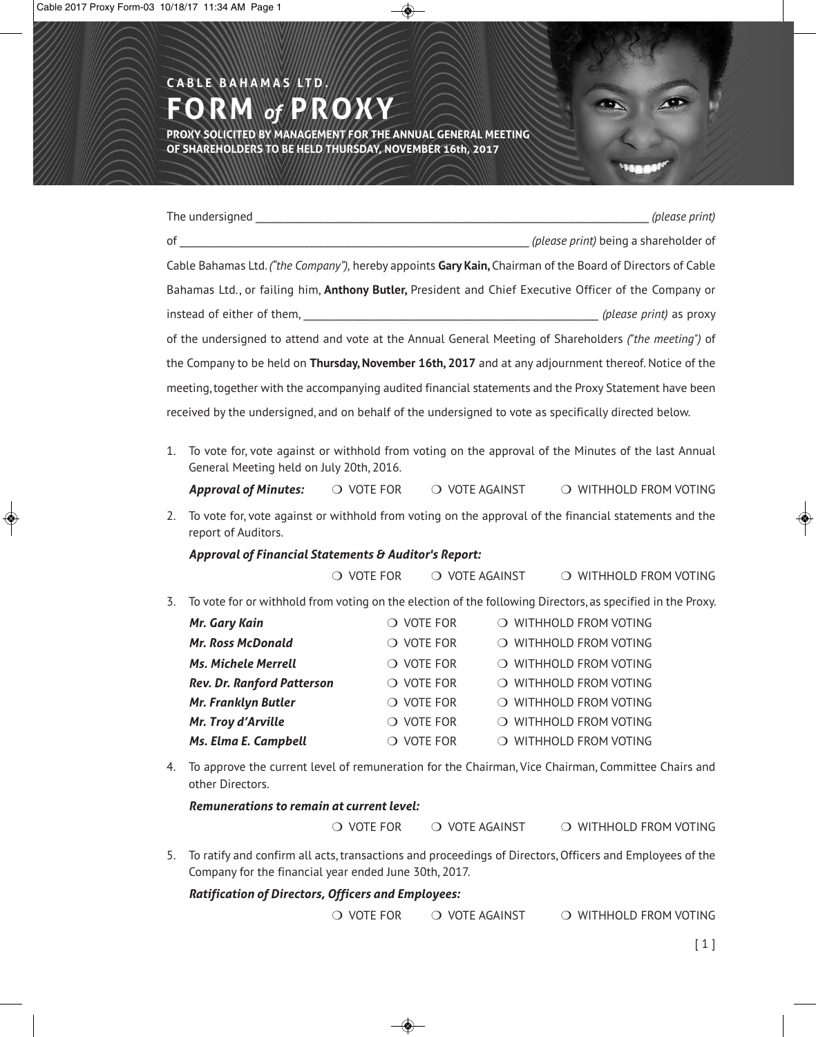**CABLE BAHAMAS LTD.**

# FORM *of* PROXY

**PROXY SOLICITED BY MANAGEMENT FOR THE ANNUAL GENERAL MEETING OF SHAREHOLDERS TO BE HELD THURSDAY, NOVEMBER 16th, 2017**

The undersigned ______________________________________________ *(please print)*

of __________________________________________ *(please print)* being a shareholder of Cable Bahamas Ltd. *("the Company"),* hereby appoints **Gary Kain,** Chairman of the Board of Directors of Cable Bahamas Ltd., or failing him, **Anthony Butler,** President and Chief Executive Officer of the Company or instead of either of them, ______________________________ *(please print)* as proxy of the undersigned to attend and vote at the Annual General Meeting of Shareholders *("the meeting")* of the Company to be held on **Thursday, November 16th, 2017** and at any adjournment thereof. Notice of the meeting, together with the accompanying audited financial statements and the Proxy Statement have been received by the undersigned, and on behalf of the undersigned to vote as specifically directed below.

1. To vote for, vote against or withhold from voting on the approval of the Minutes of the last Annual General Meeting held on July 20th, 2016.

   ***Approval of Minutes:*** ❍ VOTE FOR ❍ VOTE AGAINST ❍ WITHHOLD FROM VOTING

2. To vote for, vote against or withhold from voting on the approval of the financial statements and the report of Auditors.

   ***Approval of Financial Statements & Auditor's Report:***

   ❍ VOTE FOR ❍ VOTE AGAINST ❍ WITHHOLD FROM VOTING

3. To vote for or withhold from voting on the election of the following Directors, as specified in the Proxy.

   | | | |
   |---|---|---|
   | ***Mr. Gary Kain*** | ❍ VOTE FOR | ❍ WITHHOLD FROM VOTING |
   | ***Mr. Ross McDonald*** | ❍ VOTE FOR | ❍ WITHHOLD FROM VOTING |
   | ***Ms. Michele Merrell*** | ❍ VOTE FOR | ❍ WITHHOLD FROM VOTING |
   | ***Rev. Dr. Ranford Patterson*** | ❍ VOTE FOR | ❍ WITHHOLD FROM VOTING |
   | ***Mr. Franklyn Butler*** | ❍ VOTE FOR | ❍ WITHHOLD FROM VOTING |
   | ***Mr. Troy d'Arville*** | ❍ VOTE FOR | ❍ WITHHOLD FROM VOTING |
   | ***Ms. Elma E. Campbell*** | ❍ VOTE FOR | ❍ WITHHOLD FROM VOTING |

4. To approve the current level of remuneration for the Chairman, Vice Chairman, Committee Chairs and other Directors.

   ***Remunerations to remain at current level:***

   ❍ VOTE FOR ❍ VOTE AGAINST ❍ WITHHOLD FROM VOTING

5. To ratify and confirm all acts, transactions and proceedings of Directors, Officers and Employees of the Company for the financial year ended June 30th, 2017.

   ***Ratification of Directors, Officers and Employees:***

   ❍ VOTE FOR ❍ VOTE AGAINST ❍ WITHHOLD FROM VOTING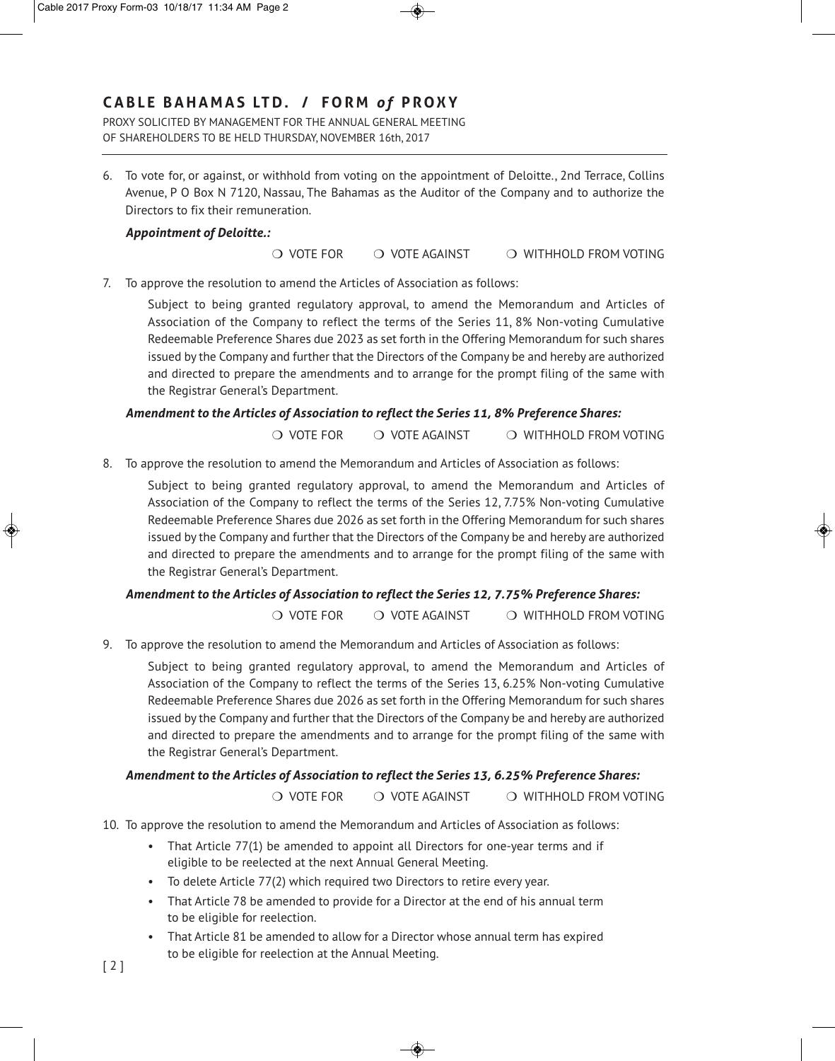## CABLE BAHAMAS LTD. / FORM *of* PROXY

PROXY SOLICITED BY MANAGEMENT FOR THE ANNUAL GENERAL MEETING OF SHAREHOLDERS TO BE HELD THURSDAY, NOVEMBER 16th, 2017

6. To vote for, or against, or withhold from voting on the appointment of Deloitte., 2nd Terrace, Collins Avenue, P O Box N 7120, Nassau, The Bahamas as the Auditor of the Company and to authorize the Directors to fix their remuneration.

   ***Appointment of Deloitte.:***

   ❍ VOTE FOR ❍ VOTE AGAINST ❍ WITHHOLD FROM VOTING

7. To approve the resolution to amend the Articles of Association as follows:

   Subject to being granted regulatory approval, to amend the Memorandum and Articles of Association of the Company to reflect the terms of the Series 11, 8% Non-voting Cumulative Redeemable Preference Shares due 2023 as set forth in the Offering Memorandum for such shares issued by the Company and further that the Directors of the Company be and hereby are authorized and directed to prepare the amendments and to arrange for the prompt filing of the same with the Registrar General's Department.

   ***Amendment to the Articles of Association to reflect the Series 11, 8% Preference Shares:***

   ❍ VOTE FOR ❍ VOTE AGAINST ❍ WITHHOLD FROM VOTING

8. To approve the resolution to amend the Memorandum and Articles of Association as follows:

   Subject to being granted regulatory approval, to amend the Memorandum and Articles of Association of the Company to reflect the terms of the Series 12, 7.75% Non-voting Cumulative Redeemable Preference Shares due 2026 as set forth in the Offering Memorandum for such shares issued by the Company and further that the Directors of the Company be and hereby are authorized and directed to prepare the amendments and to arrange for the prompt filing of the same with the Registrar General's Department.

   ***Amendment to the Articles of Association to reflect the Series 12, 7.75% Preference Shares:***

   ❍ VOTE FOR ❍ VOTE AGAINST ❍ WITHHOLD FROM VOTING

9. To approve the resolution to amend the Memorandum and Articles of Association as follows:

   Subject to being granted regulatory approval, to amend the Memorandum and Articles of Association of the Company to reflect the terms of the Series 13, 6.25% Non-voting Cumulative Redeemable Preference Shares due 2026 as set forth in the Offering Memorandum for such shares issued by the Company and further that the Directors of the Company be and hereby are authorized and directed to prepare the amendments and to arrange for the prompt filing of the same with the Registrar General's Department.

   ***Amendment to the Articles of Association to reflect the Series 13, 6.25% Preference Shares:***

   ❍ VOTE FOR ❍ VOTE AGAINST ❍ WITHHOLD FROM VOTING

10. To approve the resolution to amend the Memorandum and Articles of Association as follows:

    - That Article 77(1) be amended to appoint all Directors for one-year terms and if eligible to be reelected at the next Annual General Meeting.
    - To delete Article 77(2) which required two Directors to retire every year.
    - That Article 78 be amended to provide for a Director at the end of his annual term to be eligible for reelection.
    - That Article 81 be amended to allow for a Director whose annual term has expired to be eligible for reelection at the Annual Meeting.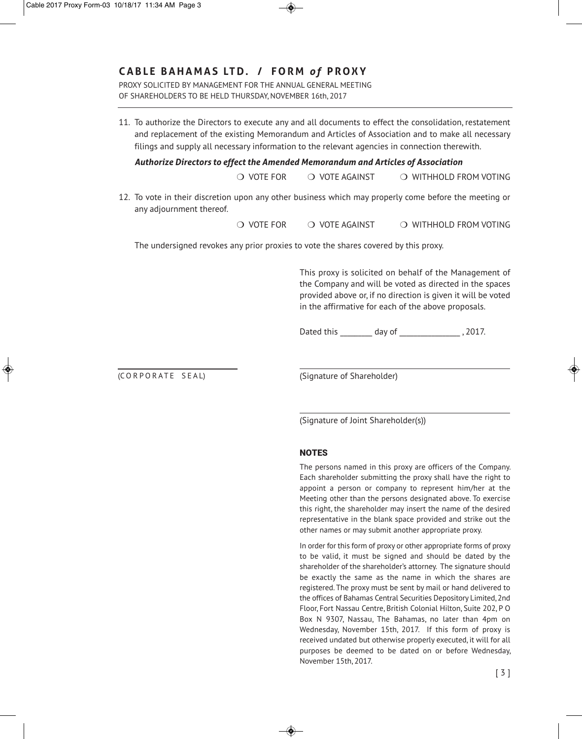# CABLE BAHAMAS LTD. / FORM *of* PROXY

PROXY SOLICITED BY MANAGEMENT FOR THE ANNUAL GENERAL MEETING OF SHAREHOLDERS TO BE HELD THURSDAY, NOVEMBER 16th, 2017

11. To authorize the Directors to execute any and all documents to effect the consolidation, restatement and replacement of the existing Memorandum and Articles of Association and to make all necessary filings and supply all necessary information to the relevant agencies in connection therewith.

    ***Authorize Directors to effect the Amended Memorandum and Articles of Association***

    ❍ VOTE FOR ❍ VOTE AGAINST ❍ WITHHOLD FROM VOTING

12. To vote in their discretion upon any other business which may properly come before the meeting or any adjournment thereof.

    ❍ VOTE FOR ❍ VOTE AGAINST ❍ WITHHOLD FROM VOTING

The undersigned revokes any prior proxies to vote the shares covered by this proxy.

This proxy is solicited on behalf of the Management of the Company and will be voted as directed in the spaces provided above or, if no direction is given it will be voted in the affirmative for each of the above proposals.

Dated this ________ day of _______________ , 2017.

______________________ (CORPORATE SEAL)

______________________________________
(Signature of Shareholder)

______________________________________
(Signature of Joint Shareholder(s))

## NOTES

The persons named in this proxy are officers of the Company. Each shareholder submitting the proxy shall have the right to appoint a person or company to represent him/her at the Meeting other than the persons designated above. To exercise this right, the shareholder may insert the name of the desired representative in the blank space provided and strike out the other names or may submit another appropriate proxy.

In order for this form of proxy or other appropriate forms of proxy to be valid, it must be signed and should be dated by the shareholder of the shareholder's attorney. The signature should be exactly the same as the name in which the shares are registered. The proxy must be sent by mail or hand delivered to the offices of Bahamas Central Securities Depository Limited, 2nd Floor, Fort Nassau Centre, British Colonial Hilton, Suite 202, P O Box N 9307, Nassau, The Bahamas, no later than 4pm on Wednesday, November 15th, 2017. If this form of proxy is received undated but otherwise properly executed, it will for all purposes be deemed to be dated on or before Wednesday, November 15th, 2017.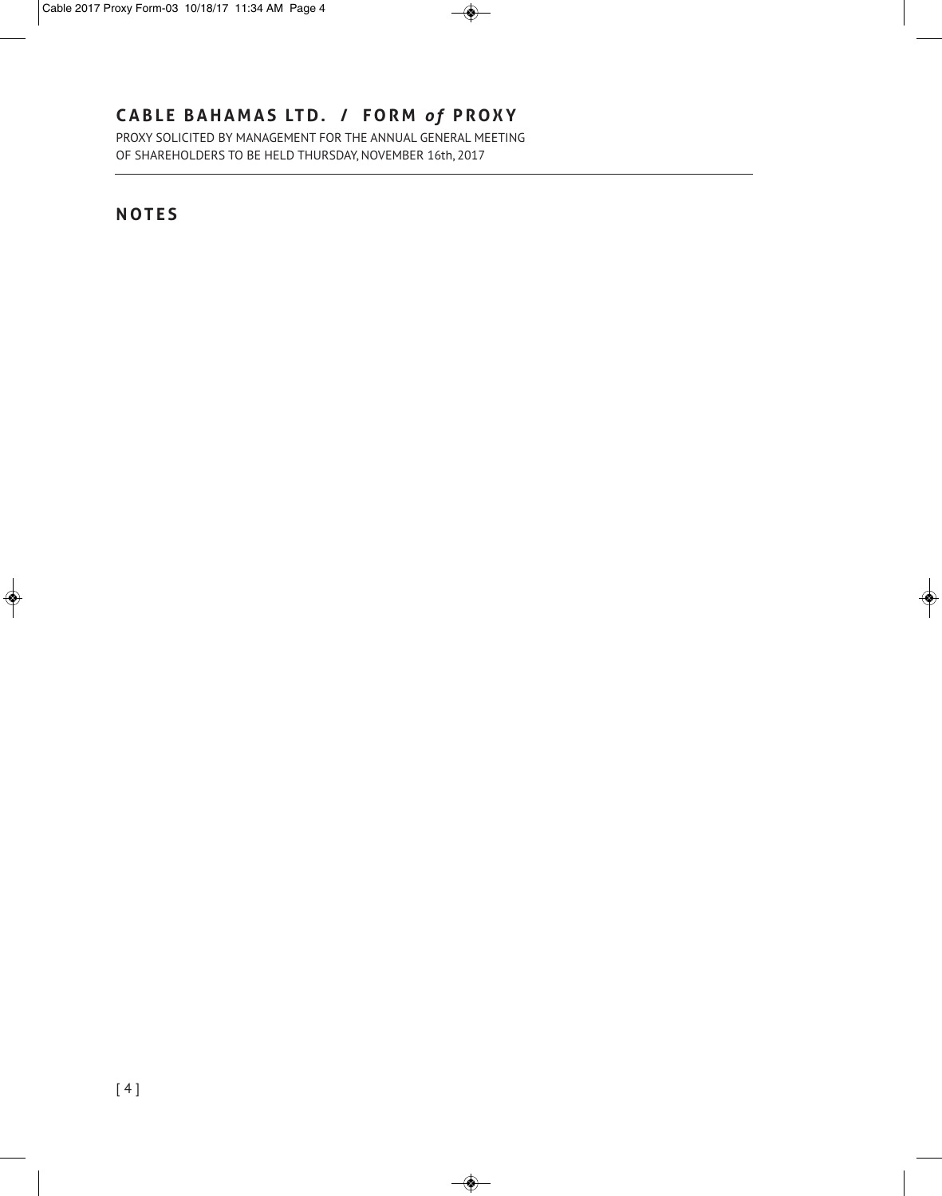# CABLE BAHAMAS LTD. / FORM *of* PROXY

PROXY SOLICITED BY MANAGEMENT FOR THE ANNUAL GENERAL MEETING OF SHAREHOLDERS TO BE HELD THURSDAY, NOVEMBER 16th, 2017

## NOTES